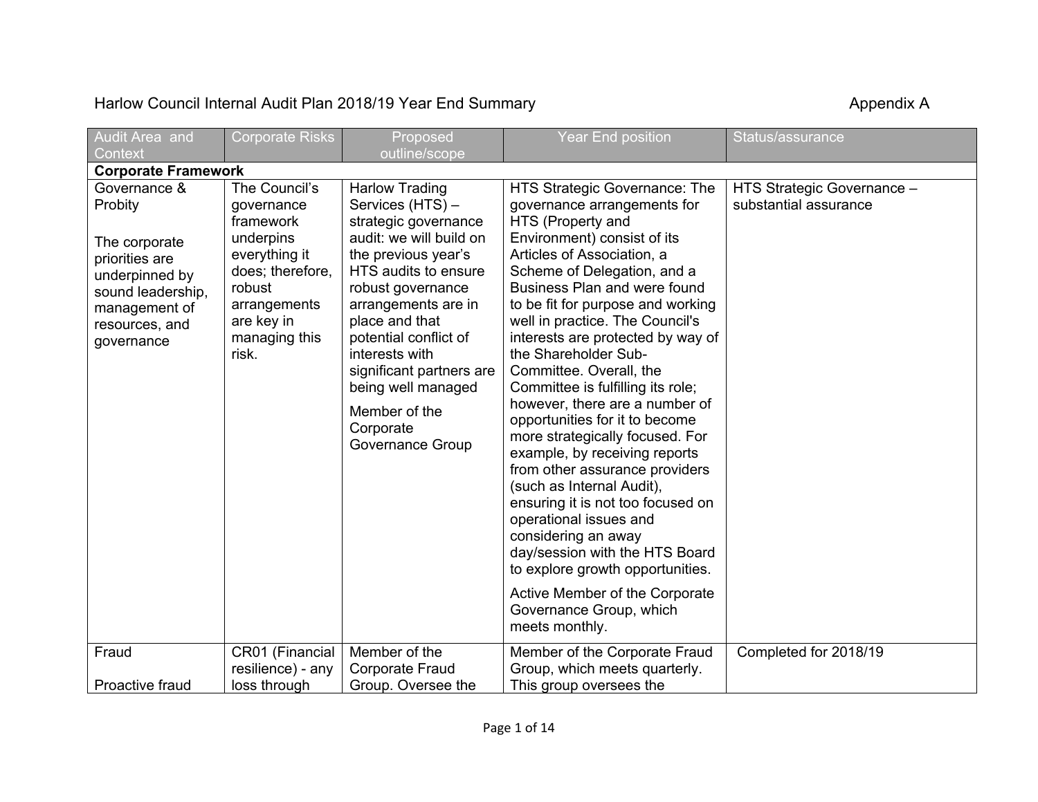Harlow Council Internal Audit Plan 2018/19 Year End Summary Appendix A

| Audit Area and Context | Corporate Risks | Proposed outline/scope | Year End position | Status/assurance |
|---|---|---|---|---|
| **Corporate Framework** | | | | |
| Governance & Probity<br><br>The corporate priorities are underpinned by sound leadership, management of resources, and governance | The Council's governance framework underpins everything it does; therefore, robust arrangements are key in managing this risk. | Harlow Trading Services (HTS) – strategic governance audit: we will build on the previous year's HTS audits to ensure robust governance arrangements are in place and that potential conflict of interests with significant partners are being well managed<br><br>Member of the Corporate Governance Group | HTS Strategic Governance: The governance arrangements for HTS (Property and Environment) consist of its Articles of Association, a Scheme of Delegation, and a Business Plan and were found to be fit for purpose and working well in practice. The Council's interests are protected by way of the Shareholder Sub-Committee. Overall, the Committee is fulfilling its role; however, there are a number of opportunities for it to become more strategically focused. For example, by receiving reports from other assurance providers (such as Internal Audit), ensuring it is not too focused on operational issues and considering an away day/session with the HTS Board to explore growth opportunities.<br><br>Active Member of the Corporate Governance Group, which meets monthly. | HTS Strategic Governance – substantial assurance |
| Fraud<br><br>Proactive fraud | CR01 (Financial resilience) - any loss through | Member of the Corporate Fraud Group. Oversee the | Member of the Corporate Fraud Group, which meets quarterly. This group oversees the | Completed for 2018/19 |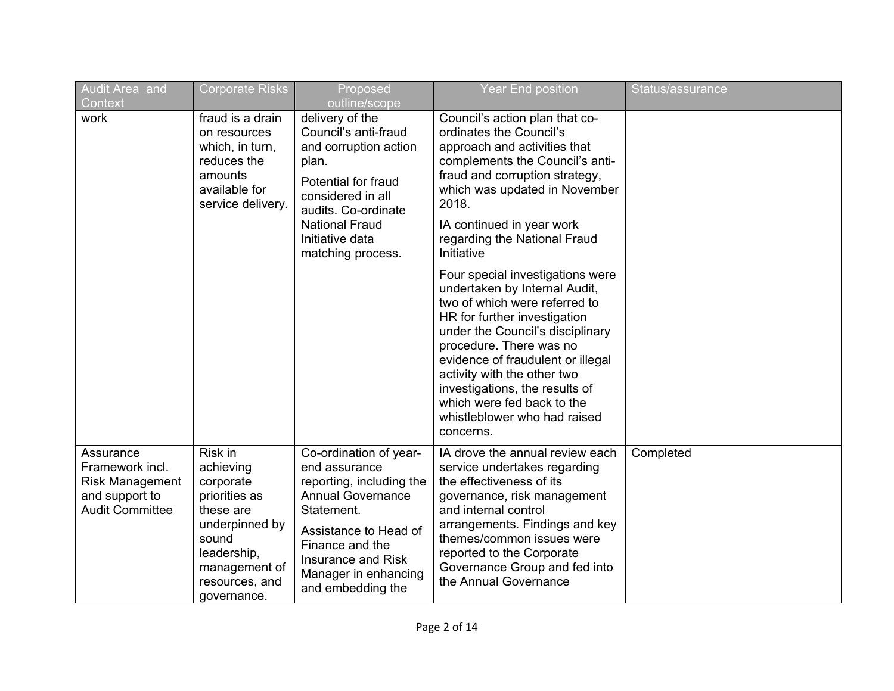| Audit Area and Context | Corporate Risks | Proposed outline/scope | Year End position | Status/assurance |
| --- | --- | --- | --- | --- |
| work | fraud is a drain on resources which, in turn, reduces the amounts available for service delivery. | delivery of the Council's anti-fraud and corruption action plan.<br><br>Potential for fraud considered in all audits. Co-ordinate National Fraud Initiative data matching process. | Council's action plan that co-ordinates the Council's approach and activities that complements the Council's anti-fraud and corruption strategy, which was updated in November 2018.<br><br>IA continued in year work regarding the National Fraud Initiative<br><br>Four special investigations were undertaken by Internal Audit, two of which were referred to HR for further investigation under the Council's disciplinary procedure. There was no evidence of fraudulent or illegal activity with the other two investigations, the results of which were fed back to the whistleblower who had raised concerns. | |
| Assurance Framework incl. Risk Management and support to Audit Committee | Risk in achieving corporate priorities as these are underpinned by sound leadership, management of resources, and governance. | Co-ordination of year-end assurance reporting, including the Annual Governance Statement.<br><br>Assistance to Head of Finance and the Insurance and Risk Manager in enhancing and embedding the | IA drove the annual review each service undertakes regarding the effectiveness of its governance, risk management and internal control arrangements. Findings and key themes/common issues were reported to the Corporate Governance Group and fed into the Annual Governance | Completed |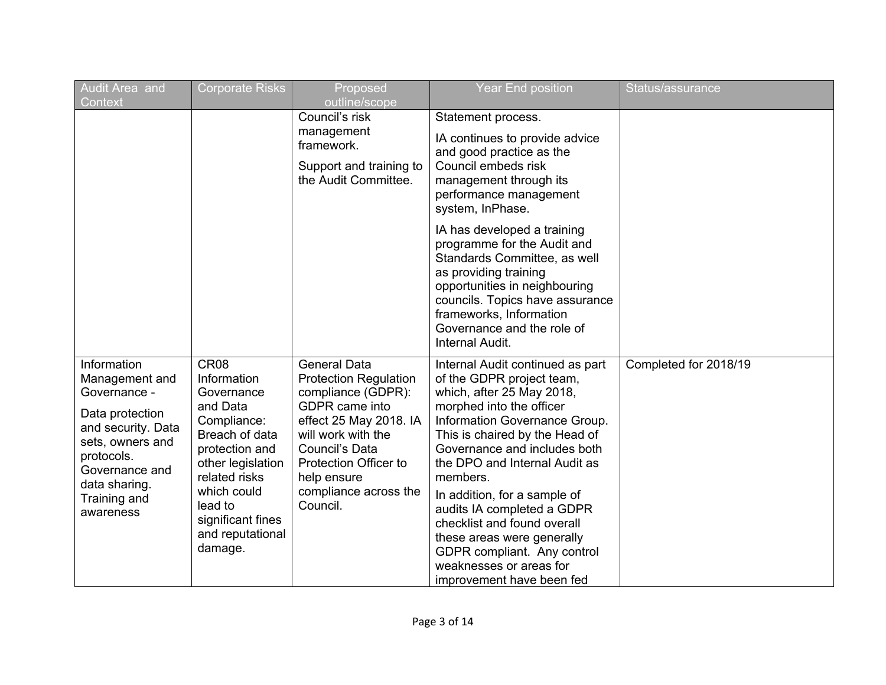| Audit Area and Context | Corporate Risks | Proposed outline/scope | Year End position | Status/assurance |
|---|---|---|---|---|
| | | Council's risk management framework.<br><br>Support and training to the Audit Committee. | Statement process.<br><br>IA continues to provide advice and good practice as the Council embeds risk management through its performance management system, InPhase.<br><br>IA has developed a training programme for the Audit and Standards Committee, as well as providing training opportunities in neighbouring councils. Topics have assurance frameworks, Information Governance and the role of Internal Audit. | |
| Information Management and Governance -<br><br>Data protection and security. Data sets, owners and protocols. Governance and data sharing. Training and awareness | CR08 Information Governance and Data Compliance: Breach of data protection and other legislation related risks which could lead to significant fines and reputational damage. | General Data Protection Regulation compliance (GDPR): GDPR came into effect 25 May 2018. IA will work with the Council's Data Protection Officer to help ensure compliance across the Council. | Internal Audit continued as part of the GDPR project team, which, after 25 May 2018, morphed into the officer Information Governance Group. This is chaired by the Head of Governance and includes both the DPO and Internal Audit as members.<br><br>In addition, for a sample of audits IA completed a GDPR checklist and found overall these areas were generally GDPR compliant. Any control weaknesses or areas for improvement have been fed | Completed for 2018/19 |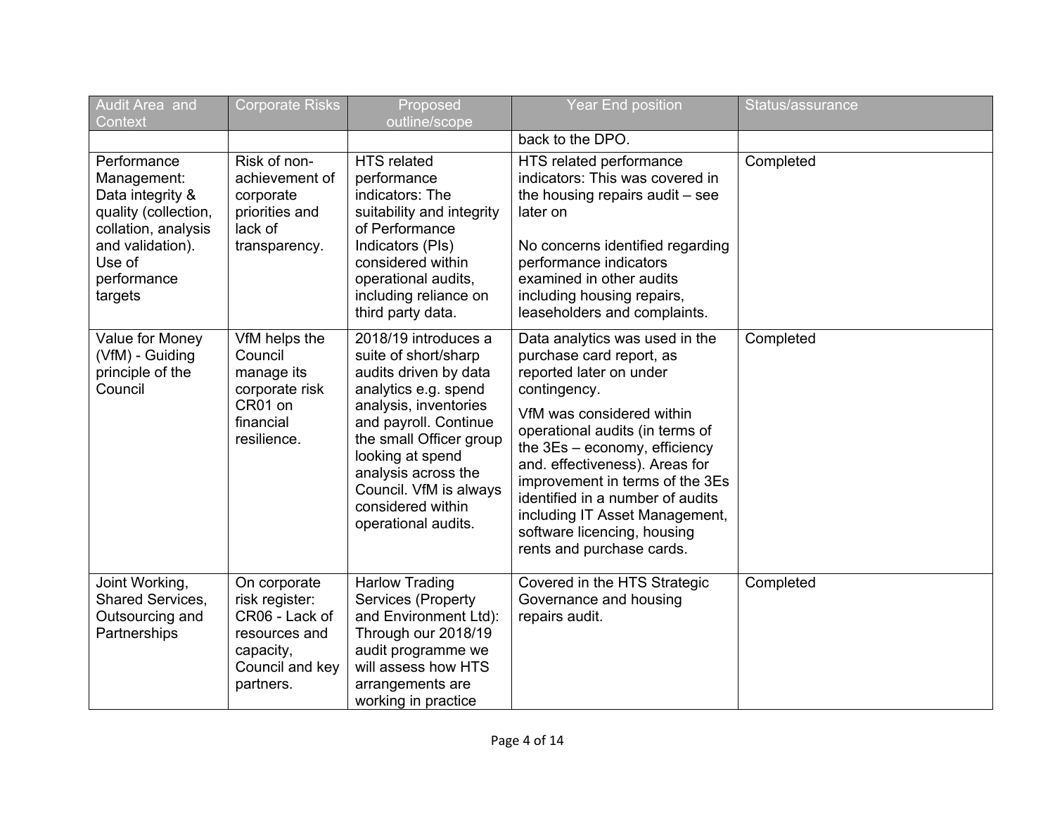| Audit Area and Context | Corporate Risks | Proposed outline/scope | Year End position | Status/assurance |
|---|---|---|---|---|
| | | | back to the DPO. | |
| Performance Management: Data integrity & quality (collection, collation, analysis and validation). Use of performance targets | Risk of non-achievement of corporate priorities and lack of transparency. | HTS related performance indicators: The suitability and integrity of Performance Indicators (PIs) considered within operational audits, including reliance on third party data. | HTS related performance indicators: This was covered in the housing repairs audit – see later on<br><br>No concerns identified regarding performance indicators examined in other audits including housing repairs, leaseholders and complaints. | Completed |
| Value for Money (VfM) - Guiding principle of the Council | VfM helps the Council manage its corporate risk CR01 on financial resilience. | 2018/19 introduces a suite of short/sharp audits driven by data analytics e.g. spend analysis, inventories and payroll. Continue the small Officer group looking at spend analysis across the Council. VfM is always considered within operational audits. | Data analytics was used in the purchase card report, as reported later on under contingency.<br><br>VfM was considered within operational audits (in terms of the 3Es – economy, efficiency and. effectiveness). Areas for improvement in terms of the 3Es identified in a number of audits including IT Asset Management, software licencing, housing rents and purchase cards. | Completed |
| Joint Working, Shared Services, Outsourcing and Partnerships | On corporate risk register: CR06 - Lack of resources and capacity, Council and key partners. | Harlow Trading Services (Property and Environment Ltd): Through our 2018/19 audit programme we will assess how HTS arrangements are working in practice | Covered in the HTS Strategic Governance and housing repairs audit. | Completed |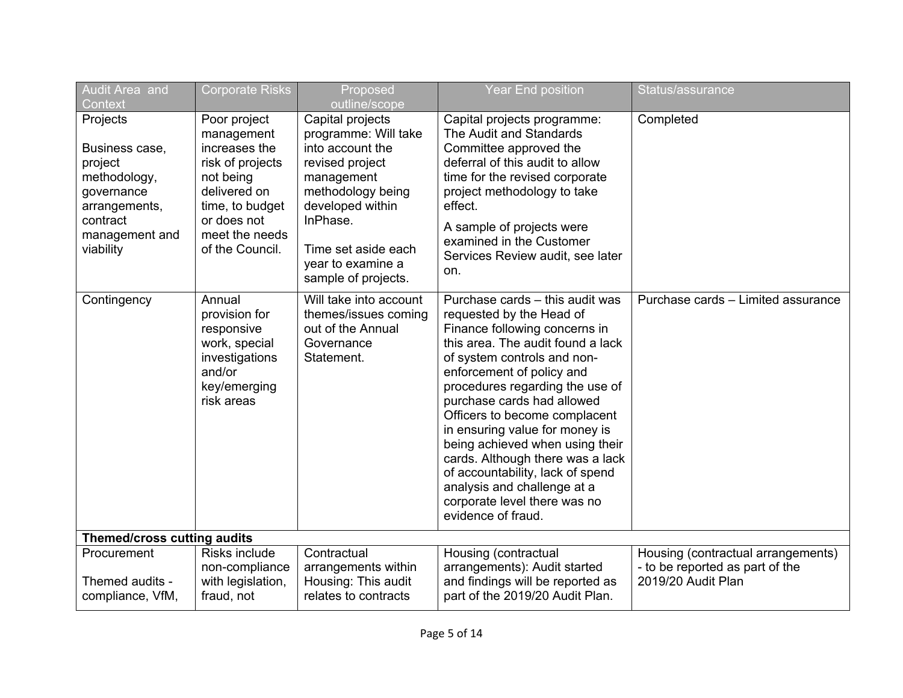| Audit Area and Context | Corporate Risks | Proposed outline/scope | Year End position | Status/assurance |
|---|---|---|---|---|
| Projects<br><br>Business case, project methodology, governance arrangements, contract management and viability | Poor project management increases the risk of projects not being delivered on time, to budget or does not meet the needs of the Council. | Capital projects programme: Will take into account the revised project management methodology being developed within InPhase.<br><br>Time set aside each year to examine a sample of projects. | Capital projects programme: The Audit and Standards Committee approved the deferral of this audit to allow time for the revised corporate project methodology to take effect.<br><br>A sample of projects were examined in the Customer Services Review audit, see later on. | Completed |
| Contingency | Annual provision for responsive work, special investigations and/or key/emerging risk areas | Will take into account themes/issues coming out of the Annual Governance Statement. | Purchase cards – this audit was requested by the Head of Finance following concerns in this area. The audit found a lack of system controls and non-enforcement of policy and procedures regarding the use of purchase cards had allowed Officers to become complacent in ensuring value for money is being achieved when using their cards. Although there was a lack of accountability, lack of spend analysis and challenge at a corporate level there was no evidence of fraud. | Purchase cards – Limited assurance |
| **Themed/cross cutting audits** | | | | |
| Procurement<br><br>Themed audits - compliance, VfM, | Risks include non-compliance with legislation, fraud, not | Contractual arrangements within Housing: This audit relates to contracts | Housing (contractual arrangements): Audit started and findings will be reported as part of the 2019/20 Audit Plan. | Housing (contractual arrangements) - to be reported as part of the 2019/20 Audit Plan |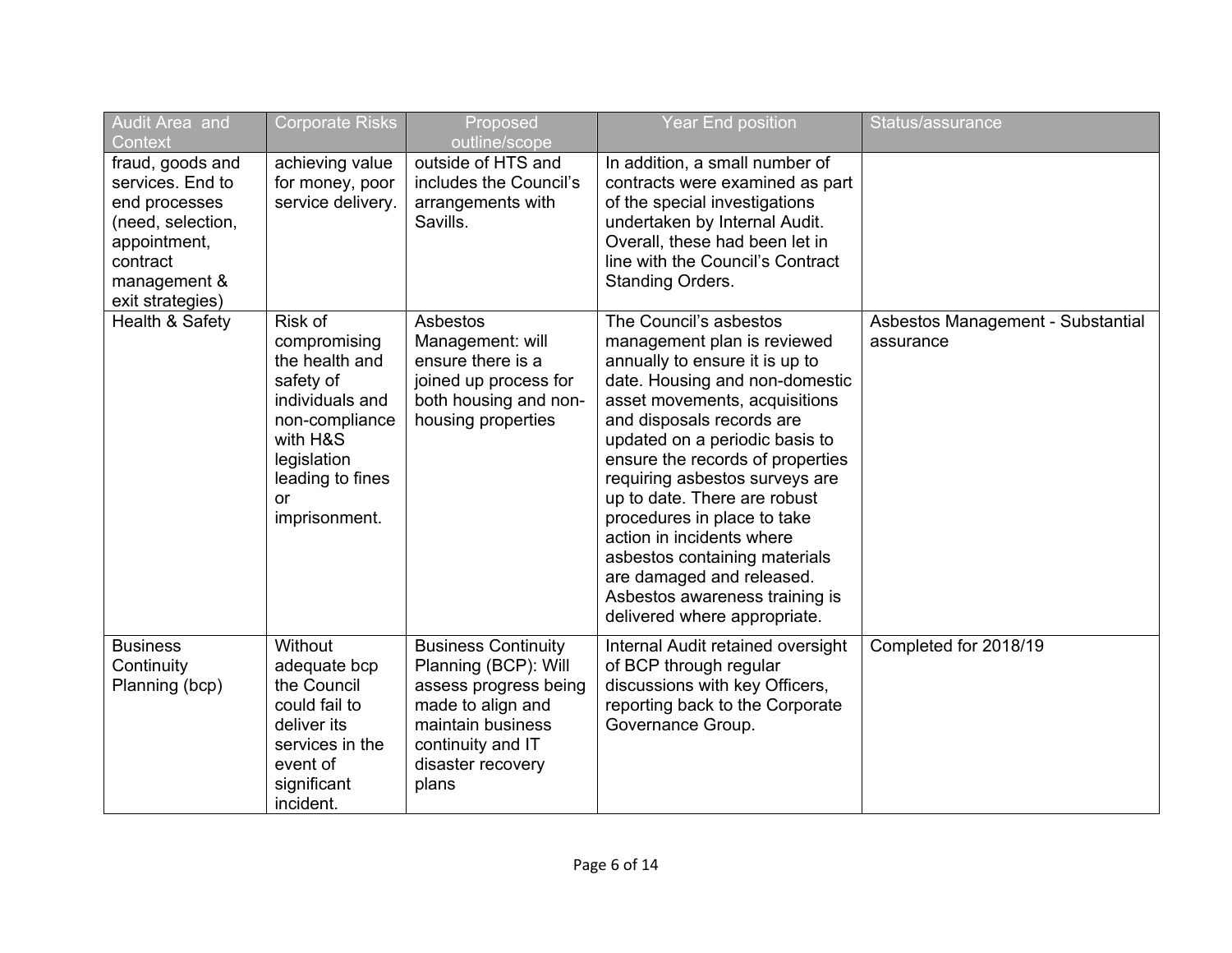| Audit Area and Context | Corporate Risks | Proposed outline/scope | Year End position | Status/assurance |
|---|---|---|---|---|
| fraud, goods and services. End to end processes (need, selection, appointment, contract management & exit strategies) | achieving value for money, poor service delivery. | outside of HTS and includes the Council's arrangements with Savills. | In addition, a small number of contracts were examined as part of the special investigations undertaken by Internal Audit. Overall, these had been let in line with the Council's Contract Standing Orders. | |
| Health & Safety | Risk of compromising the health and safety of individuals and non-compliance with H&S legislation leading to fines or imprisonment. | Asbestos Management: will ensure there is a joined up process for both housing and non-housing properties | The Council's asbestos management plan is reviewed annually to ensure it is up to date. Housing and non-domestic asset movements, acquisitions and disposals records are updated on a periodic basis to ensure the records of properties requiring asbestos surveys are up to date. There are robust procedures in place to take action in incidents where asbestos containing materials are damaged and released. Asbestos awareness training is delivered where appropriate. | Asbestos Management - Substantial assurance |
| Business Continuity Planning (bcp) | Without adequate bcp the Council could fail to deliver its services in the event of significant incident. | Business Continuity Planning (BCP): Will assess progress being made to align and maintain business continuity and IT disaster recovery plans | Internal Audit retained oversight of BCP through regular discussions with key Officers, reporting back to the Corporate Governance Group. | Completed for 2018/19 |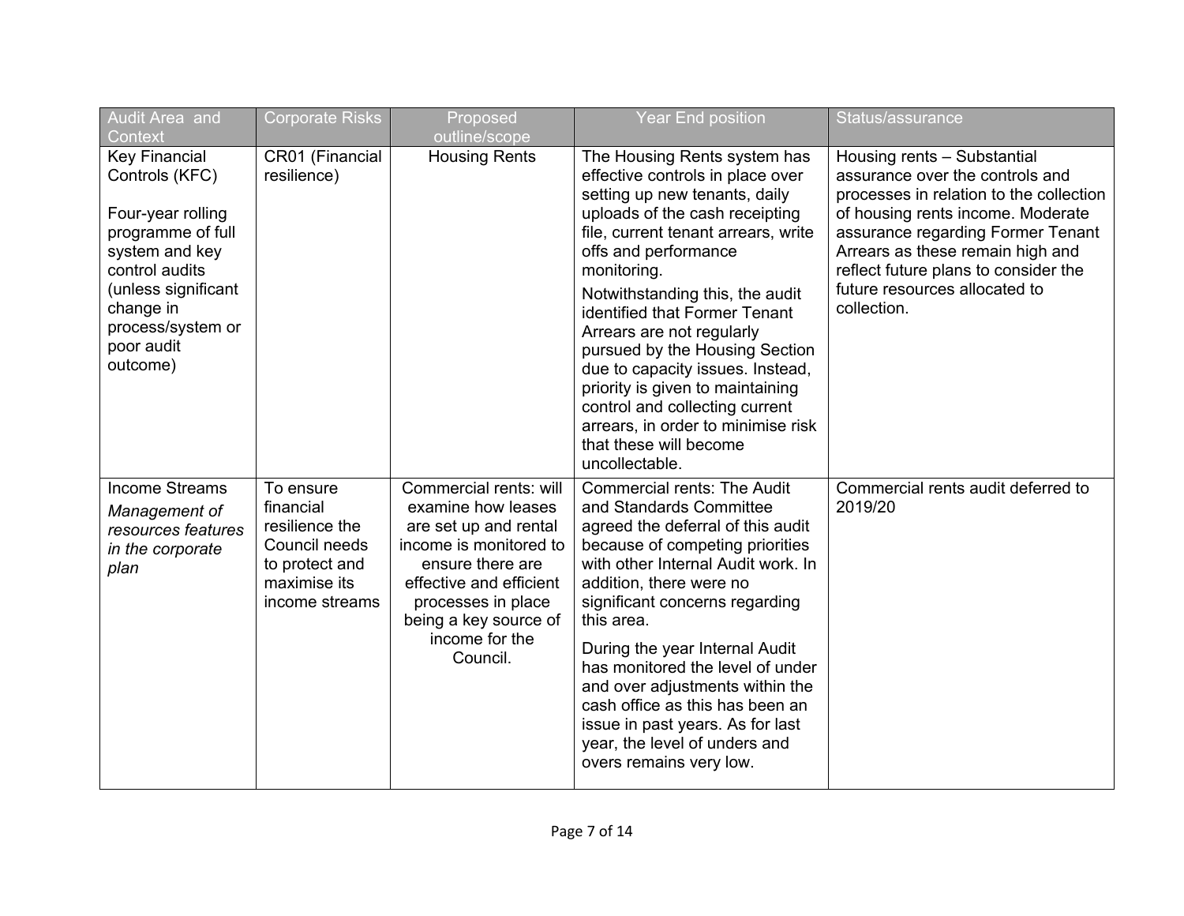| Audit Area and Context | Corporate Risks | Proposed outline/scope | Year End position | Status/assurance |
|---|---|---|---|---|
| Key Financial Controls (KFC)<br><br>Four-year rolling programme of full system and key control audits (unless significant change in process/system or poor audit outcome) | CR01 (Financial resilience) | Housing Rents | The Housing Rents system has effective controls in place over setting up new tenants, daily uploads of the cash receipting file, current tenant arrears, write offs and performance monitoring.<br><br>Notwithstanding this, the audit identified that Former Tenant Arrears are not regularly pursued by the Housing Section due to capacity issues. Instead, priority is given to maintaining control and collecting current arrears, in order to minimise risk that these will become uncollectable. | Housing rents – Substantial assurance over the controls and processes in relation to the collection of housing rents income. Moderate assurance regarding Former Tenant Arrears as these remain high and reflect future plans to consider the future resources allocated to collection. |
| Income Streams<br>*Management of resources features in the corporate plan* | To ensure financial resilience the Council needs to protect and maximise its income streams | Commercial rents: will examine how leases are set up and rental income is monitored to ensure there are effective and efficient processes in place being a key source of income for the Council. | Commercial rents: The Audit and Standards Committee agreed the deferral of this audit because of competing priorities with other Internal Audit work. In addition, there were no significant concerns regarding this area.<br><br>During the year Internal Audit has monitored the level of under and over adjustments within the cash office as this has been an issue in past years. As for last year, the level of unders and overs remains very low. | Commercial rents audit deferred to 2019/20 |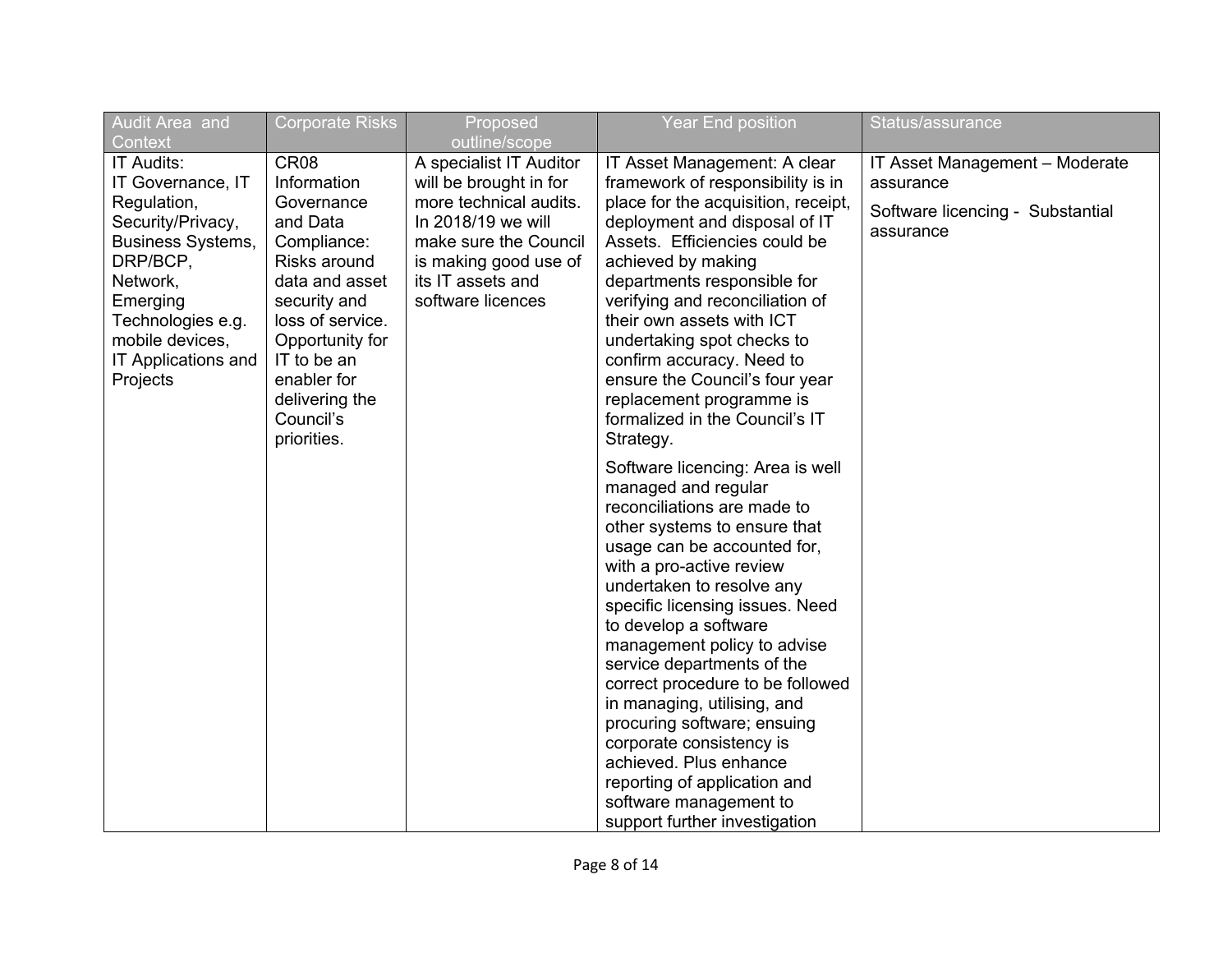| Audit Area and Context | Corporate Risks | Proposed outline/scope | Year End position | Status/assurance |
|---|---|---|---|---|
| IT Audits:<br>IT Governance, IT Regulation, Security/Privacy, Business Systems, DRP/BCP, Network, Emerging Technologies e.g. mobile devices, IT Applications and Projects | CR08 Information Governance and Data Compliance: Risks around data and asset security and loss of service. Opportunity for IT to be an enabler for delivering the Council's priorities. | A specialist IT Auditor will be brought in for more technical audits. In 2018/19 we will make sure the Council is making good use of its IT assets and software licences | IT Asset Management: A clear framework of responsibility is in place for the acquisition, receipt, deployment and disposal of IT Assets. Efficiencies could be achieved by making departments responsible for verifying and reconciliation of their own assets with ICT undertaking spot checks to confirm accuracy. Need to ensure the Council's four year replacement programme is formalized in the Council's IT Strategy.<br><br>Software licencing: Area is well managed and regular reconciliations are made to other systems to ensure that usage can be accounted for, with a pro-active review undertaken to resolve any specific licensing issues. Need to develop a software management policy to advise service departments of the correct procedure to be followed in managing, utilising, and procuring software; ensuing corporate consistency is achieved. Plus enhance reporting of application and software management to support further investigation | IT Asset Management – Moderate assurance<br><br>Software licencing - Substantial assurance |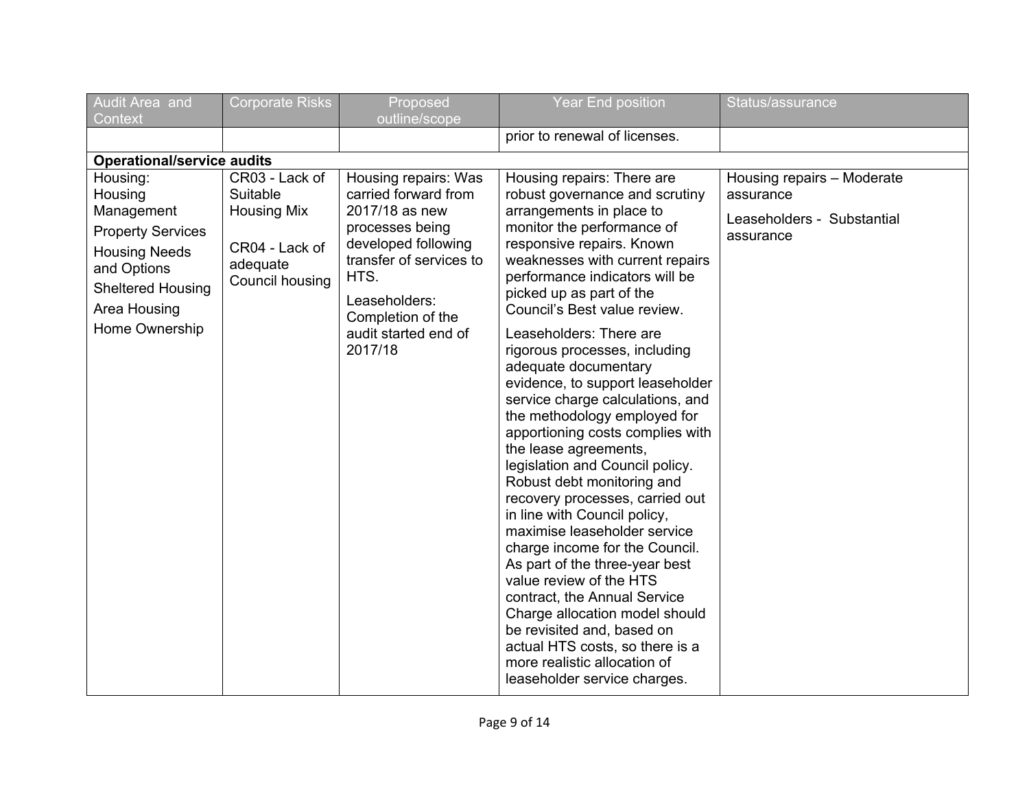| Audit Area and Context | Corporate Risks | Proposed outline/scope | Year End position | Status/assurance |
|---|---|---|---|---|
| | | | prior to renewal of licenses. | |
| **Operational/service audits** | | | | |
| Housing: Housing Management<br><br>Property Services<br><br>Housing Needs and Options<br><br>Sheltered Housing<br><br>Area Housing<br><br>Home Ownership | CR03 - Lack of Suitable Housing Mix<br><br>CR04 - Lack of adequate Council housing | Housing repairs: Was carried forward from 2017/18 as new processes being developed following transfer of services to HTS.<br><br>Leaseholders: Completion of the audit started end of 2017/18 | Housing repairs: There are robust governance and scrutiny arrangements in place to monitor the performance of responsive repairs. Known weaknesses with current repairs performance indicators will be picked up as part of the Council's Best value review.<br><br>Leaseholders: There are rigorous processes, including adequate documentary evidence, to support leaseholder service charge calculations, and the methodology employed for apportioning costs complies with the lease agreements, legislation and Council policy. Robust debt monitoring and recovery processes, carried out in line with Council policy, maximise leaseholder service charge income for the Council. As part of the three-year best value review of the HTS contract, the Annual Service Charge allocation model should be revisited and, based on actual HTS costs, so there is a more realistic allocation of leaseholder service charges. | Housing repairs – Moderate assurance<br><br>Leaseholders - Substantial assurance |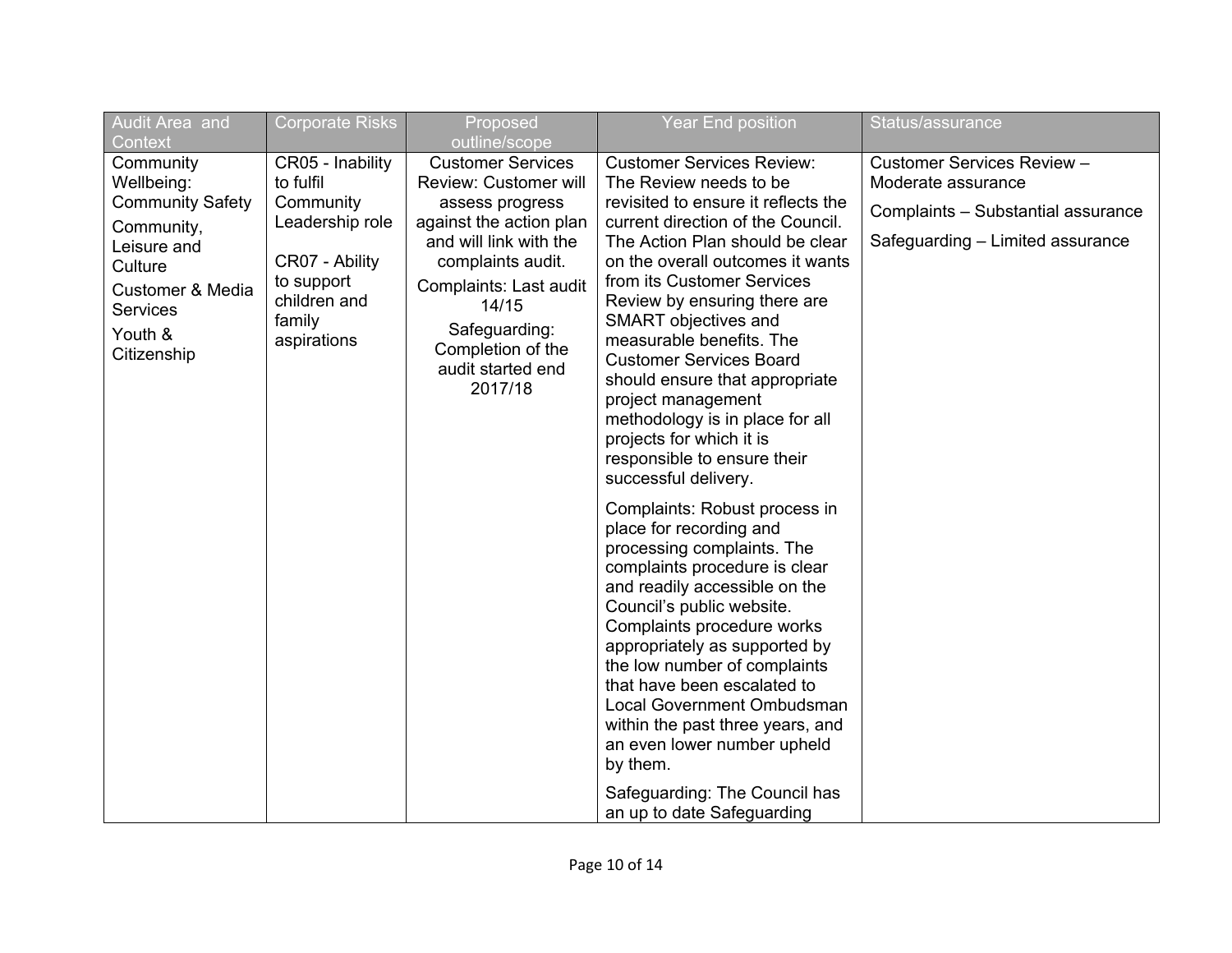| Audit Area and Context | Corporate Risks | Proposed outline/scope | Year End position | Status/assurance |
|---|---|---|---|---|
| Community Wellbeing: Community Safety<br><br>Community, Leisure and Culture<br><br>Customer & Media Services<br><br>Youth & Citizenship | CR05 - Inability to fulfil Community Leadership role<br><br>CR07 - Ability to support children and family aspirations | Customer Services Review: Customer will assess progress against the action plan and will link with the complaints audit.<br><br>Complaints: Last audit 14/15<br><br>Safeguarding: Completion of the audit started end 2017/18 | Customer Services Review: The Review needs to be revisited to ensure it reflects the current direction of the Council. The Action Plan should be clear on the overall outcomes it wants from its Customer Services Review by ensuring there are SMART objectives and measurable benefits. The Customer Services Board should ensure that appropriate project management methodology is in place for all projects for which it is responsible to ensure their successful delivery.<br><br>Complaints: Robust process in place for recording and processing complaints. The complaints procedure is clear and readily accessible on the Council's public website. Complaints procedure works appropriately as supported by the low number of complaints that have been escalated to Local Government Ombudsman within the past three years, and an even lower number upheld by them.<br><br>Safeguarding: The Council has an up to date Safeguarding | Customer Services Review – Moderate assurance<br><br>Complaints – Substantial assurance<br><br>Safeguarding – Limited assurance |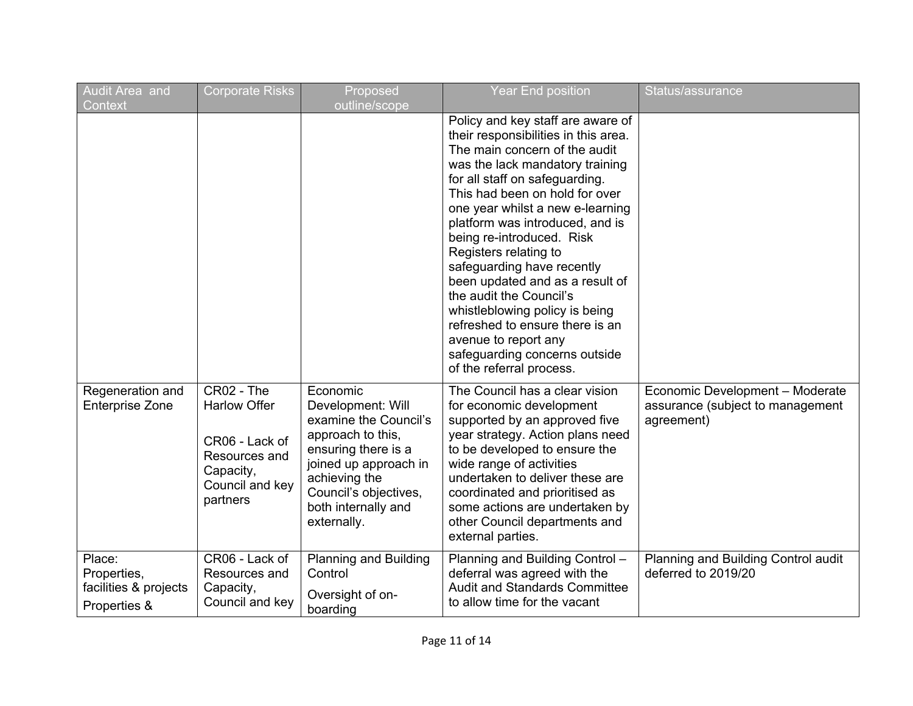| Audit Area and Context | Corporate Risks | Proposed outline/scope | Year End position | Status/assurance |
|---|---|---|---|---|
| | | | Policy and key staff are aware of their responsibilities in this area. The main concern of the audit was the lack mandatory training for all staff on safeguarding. This had been on hold for over one year whilst a new e-learning platform was introduced, and is being re-introduced. Risk Registers relating to safeguarding have recently been updated and as a result of the audit the Council's whistleblowing policy is being refreshed to ensure there is an avenue to report any safeguarding concerns outside of the referral process. | |
| Regeneration and Enterprise Zone | CR02 - The Harlow Offer<br><br>CR06 - Lack of Resources and Capacity, Council and key partners | Economic Development: Will examine the Council's approach to this, ensuring there is a joined up approach in achieving the Council's objectives, both internally and externally. | The Council has a clear vision for economic development supported by an approved five year strategy. Action plans need to be developed to ensure the wide range of activities undertaken to deliver these are coordinated and prioritised as some actions are undertaken by other Council departments and external parties. | Economic Development – Moderate assurance (subject to management agreement) |
| Place: Properties, facilities & projects<br><br>Properties & | CR06 - Lack of Resources and Capacity, Council and key | Planning and Building Control<br><br>Oversight of on-boarding | Planning and Building Control – deferral was agreed with the Audit and Standards Committee to allow time for the vacant | Planning and Building Control audit deferred to 2019/20 |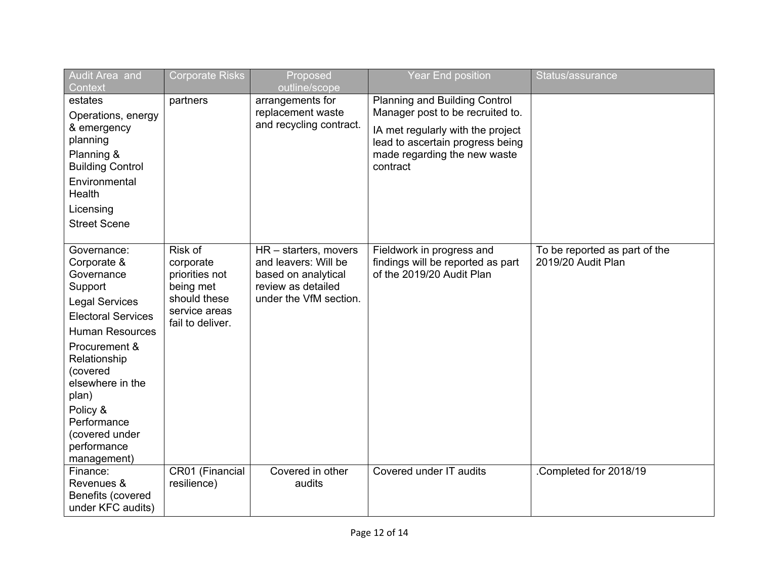| Audit Area and Context | Corporate Risks | Proposed outline/scope | Year End position | Status/assurance |
|---|---|---|---|---|
| estates<br>Operations, energy & emergency planning<br>Planning & Building Control<br>Environmental Health<br>Licensing<br>Street Scene | partners | arrangements for replacement waste and recycling contract. | Planning and Building Control Manager post to be recruited to.<br>IA met regularly with the project lead to ascertain progress being made regarding the new waste contract | |
| Governance: Corporate & Governance Support<br>Legal Services<br>Electoral Services<br>Human Resources<br>Procurement & Relationship (covered elsewhere in the plan)<br>Policy & Performance (covered under performance management) | Risk of corporate priorities not being met should these service areas fail to deliver. | HR – starters, movers and leavers: Will be based on analytical review as detailed under the VfM section. | Fieldwork in progress and findings will be reported as part of the 2019/20 Audit Plan | To be reported as part of the 2019/20 Audit Plan |
| Finance: Revenues & Benefits (covered under KFC audits) | CR01 (Financial resilience) | Covered in other audits | Covered under IT audits | .Completed for 2018/19 |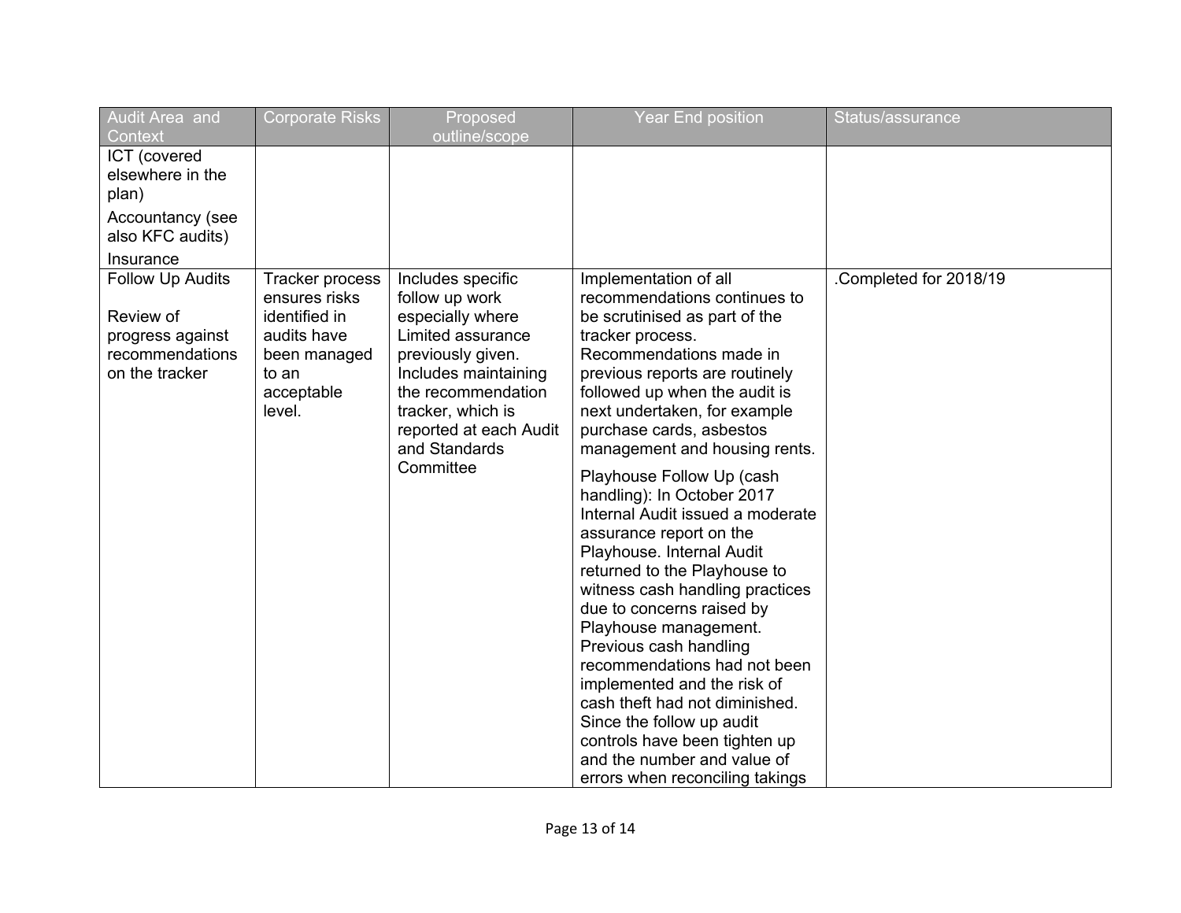| Audit Area and Context | Corporate Risks | Proposed outline/scope | Year End position | Status/assurance |
|---|---|---|---|---|
| ICT (covered elsewhere in the plan)<br><br>Accountancy (see also KFC audits)<br><br>Insurance | | | | |
| Follow Up Audits<br><br>Review of progress against recommendations on the tracker | Tracker process ensures risks identified in audits have been managed to an acceptable level. | Includes specific follow up work especially where Limited assurance previously given. Includes maintaining the recommendation tracker, which is reported at each Audit and Standards Committee | Implementation of all recommendations continues to be scrutinised as part of the tracker process. Recommendations made in previous reports are routinely followed up when the audit is next undertaken, for example purchase cards, asbestos management and housing rents.<br><br>Playhouse Follow Up (cash handling): In October 2017 Internal Audit issued a moderate assurance report on the Playhouse. Internal Audit returned to the Playhouse to witness cash handling practices due to concerns raised by Playhouse management. Previous cash handling recommendations had not been implemented and the risk of cash theft had not diminished. Since the follow up audit controls have been tighten up and the number and value of errors when reconciling takings | .Completed for 2018/19 |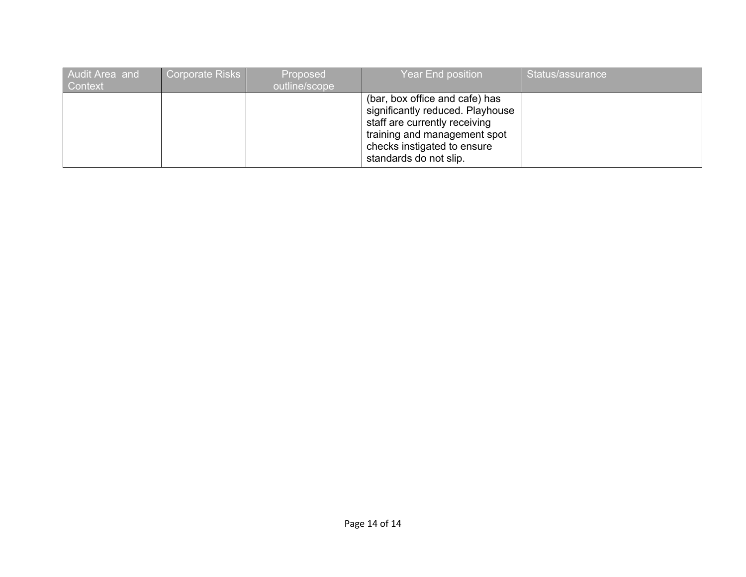| Audit Area and Context | Corporate Risks | Proposed outline/scope | Year End position | Status/assurance |
|---|---|---|---|---|
| | | | (bar, box office and cafe) has significantly reduced. Playhouse staff are currently receiving training and management spot checks instigated to ensure standards do not slip. | |